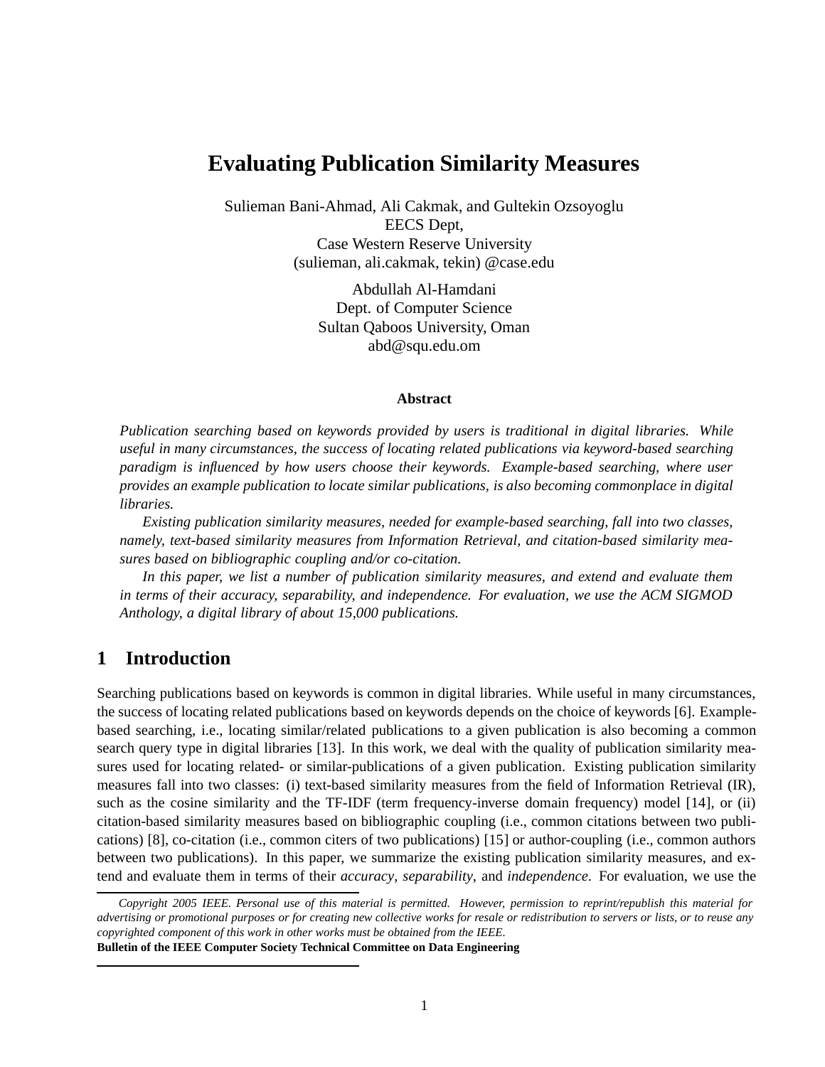# Evaluating Publication Similarity Measures

Sulieman Bani-Ahmad, Ali Cakmak, and Gultekin Ozsoyoglu
EECS Dept,
Case Western Reserve University
(sulieman, ali.cakmak, tekin) @case.edu

Abdullah Al-Hamdani
Dept. of Computer Science
Sultan Qaboos University, Oman
abd@squ.edu.om

### Abstract

*Publication searching based on keywords provided by users is traditional in digital libraries. While useful in many circumstances, the success of locating related publications via keyword-based searching paradigm is influenced by how users choose their keywords. Example-based searching, where user provides an example publication to locate similar publications, is also becoming commonplace in digital libraries.*

*Existing publication similarity measures, needed for example-based searching, fall into two classes, namely, text-based similarity measures from Information Retrieval, and citation-based similarity measures based on bibliographic coupling and/or co-citation.*

*In this paper, we list a number of publication similarity measures, and extend and evaluate them in terms of their accuracy, separability, and independence. For evaluation, we use the ACM SIGMOD Anthology, a digital library of about 15,000 publications.*

## 1 Introduction

Searching publications based on keywords is common in digital libraries. While useful in many circumstances, the success of locating related publications based on keywords depends on the choice of keywords [6]. Example-based searching, i.e., locating similar/related publications to a given publication is also becoming a common search query type in digital libraries [13]. In this work, we deal with the quality of publication similarity measures used for locating related- or similar-publications of a given publication. Existing publication similarity measures fall into two classes: (i) text-based similarity measures from the field of Information Retrieval (IR), such as the cosine similarity and the TF-IDF (term frequency-inverse domain frequency) model [14], or (ii) citation-based similarity measures based on bibliographic coupling (i.e., common citations between two publications) [8], co-citation (i.e., common citers of two publications) [15] or author-coupling (i.e., common authors between two publications). In this paper, we summarize the existing publication similarity measures, and extend and evaluate them in terms of their *accuracy*, *separability*, and *independence*. For evaluation, we use the

---

*Copyright 2005 IEEE. Personal use of this material is permitted. However, permission to reprint/republish this material for advertising or promotional purposes or for creating new collective works for resale or redistribution to servers or lists, or to reuse any copyrighted component of this work in other works must be obtained from the IEEE.*
**Bulletin of the IEEE Computer Society Technical Committee on Data Engineering**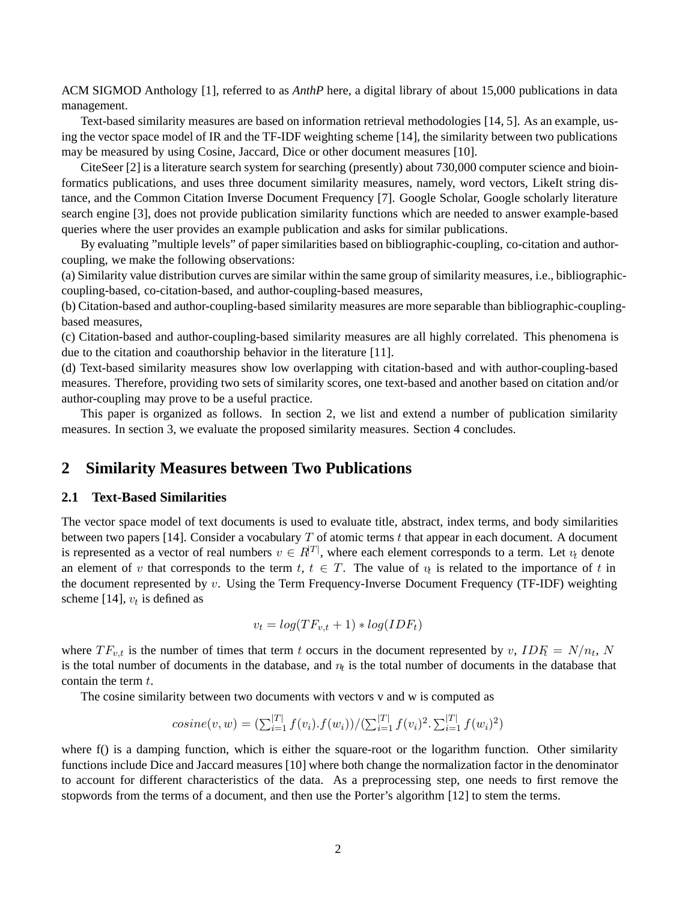ACM SIGMOD Anthology [1], referred to as *AnthP* here, a digital library of about 15,000 publications in data management.

Text-based similarity measures are based on information retrieval methodologies [14, 5]. As an example, using the vector space model of IR and the TF-IDF weighting scheme [14], the similarity between two publications may be measured by using Cosine, Jaccard, Dice or other document measures [10].

CiteSeer [2] is a literature search system for searching (presently) about 730,000 computer science and bioinformatics publications, and uses three document similarity measures, namely, word vectors, LikeIt string distance, and the Common Citation Inverse Document Frequency [7]. Google Scholar, Google scholarly literature search engine [3], does not provide publication similarity functions which are needed to answer example-based queries where the user provides an example publication and asks for similar publications.

By evaluating "multiple levels" of paper similarities based on bibliographic-coupling, co-citation and author-coupling, we make the following observations:

(a) Similarity value distribution curves are similar within the same group of similarity measures, i.e., bibliographic-coupling-based, co-citation-based, and author-coupling-based measures,

(b) Citation-based and author-coupling-based similarity measures are more separable than bibliographic-coupling-based measures,

(c) Citation-based and author-coupling-based similarity measures are all highly correlated. This phenomena is due to the citation and coauthorship behavior in the literature [11].

(d) Text-based similarity measures show low overlapping with citation-based and with author-coupling-based measures. Therefore, providing two sets of similarity scores, one text-based and another based on citation and/or author-coupling may prove to be a useful practice.

This paper is organized as follows. In section 2, we list and extend a number of publication similarity measures. In section 3, we evaluate the proposed similarity measures. Section 4 concludes.

## 2 Similarity Measures between Two Publications

### 2.1 Text-Based Similarities

The vector space model of text documents is used to evaluate title, abstract, index terms, and body similarities between two papers [14]. Consider a vocabulary $T$ of atomic terms $t$ that appear in each document. A document is represented as a vector of real numbers $v \in R^{|T|}$, where each element corresponds to a term. Let $v_t$ denote an element of $v$ that corresponds to the term $t$, $t \in T$. The value of $v_t$ is related to the importance of $t$ in the document represented by $v$. Using the Term Frequency-Inverse Document Frequency (TF-IDF) weighting scheme [14], $v_t$ is defined as

$$v_t = log(TF_{v,t} + 1) * log(IDF_t)$$

where $TF_{v,t}$ is the number of times that term $t$ occurs in the document represented by $v$, $IDF_t = N/n_t$, $N$ is the total number of documents in the database, and $n_t$ is the total number of documents in the database that contain the term $t$.

The cosine similarity between two documents with vectors v and w is computed as

$$cosine(v, w) = (\sum_{i=1}^{|T|} f(v_i).f(w_i))/(\sum_{i=1}^{|T|} f(v_i)^2.\sum_{i=1}^{|T|} f(w_i)^2)$$

where f() is a damping function, which is either the square-root or the logarithm function. Other similarity functions include Dice and Jaccard measures [10] where both change the normalization factor in the denominator to account for different characteristics of the data. As a preprocessing step, one needs to first remove the stopwords from the terms of a document, and then use the Porter's algorithm [12] to stem the terms.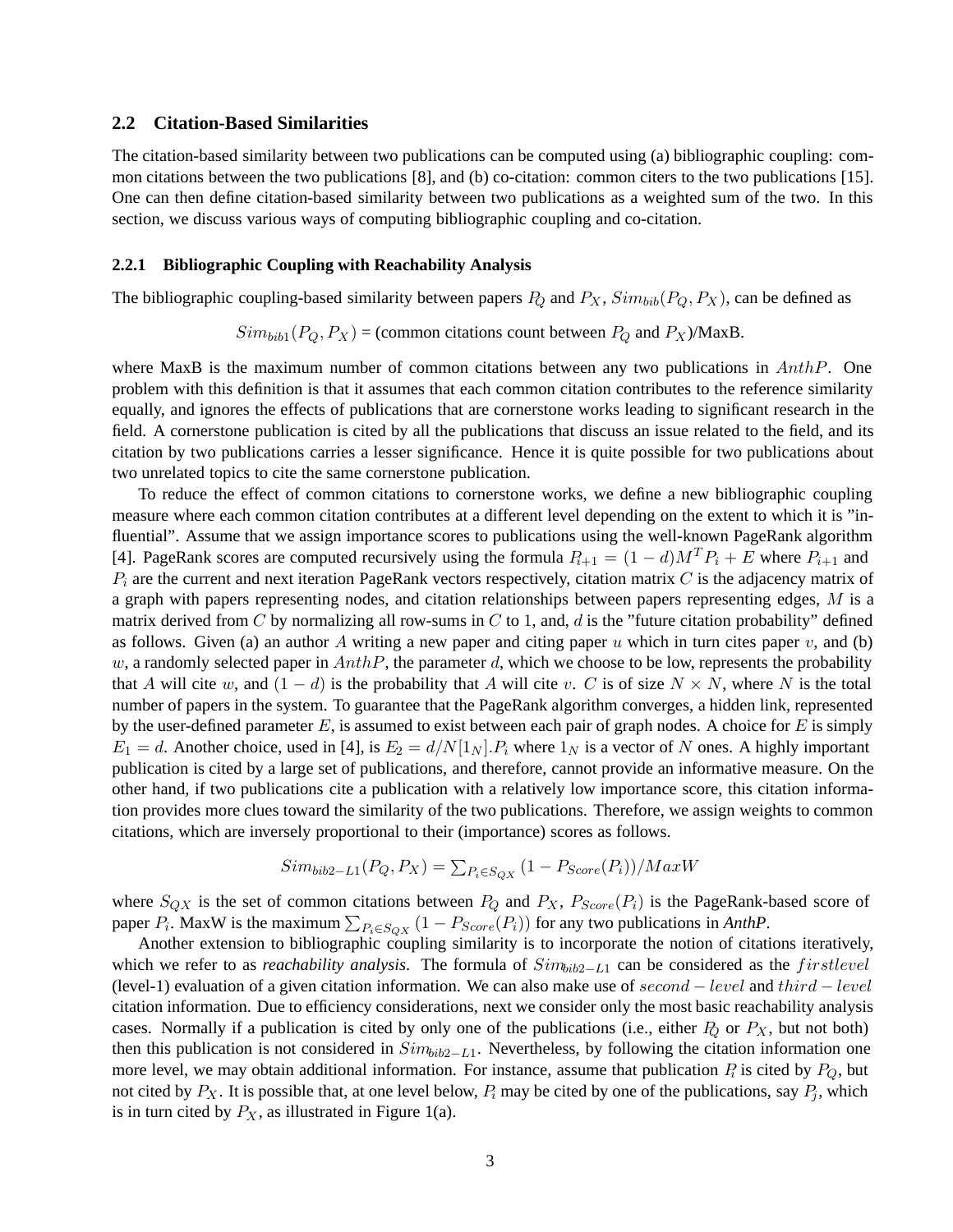### 2.2 Citation-Based Similarities

The citation-based similarity between two publications can be computed using (a) bibliographic coupling: common citations between the two publications [8], and (b) co-citation: common citers to the two publications [15]. One can then define citation-based similarity between two publications as a weighted sum of the two. In this section, we discuss various ways of computing bibliographic coupling and co-citation.

#### 2.2.1 Bibliographic Coupling with Reachability Analysis

The bibliographic coupling-based similarity between papers $P_Q$ and $P_X$, $Sim_{bib}(P_Q, P_X)$, can be defined as

$$Sim_{bib1}(P_Q, P_X) = \text{(common citations count between } P_Q \text{ and } P_X\text{)/MaxB.}$$

where MaxB is the maximum number of common citations between any two publications in $AnthP$. One problem with this definition is that it assumes that each common citation contributes to the reference similarity equally, and ignores the effects of publications that are cornerstone works leading to significant research in the field. A cornerstone publication is cited by all the publications that discuss an issue related to the field, and its citation by two publications carries a lesser significance. Hence it is quite possible for two publications about two unrelated topics to cite the same cornerstone publication.

To reduce the effect of common citations to cornerstone works, we define a new bibliographic coupling measure where each common citation contributes at a different level depending on the extent to which it is "influential". Assume that we assign importance scores to publications using the well-known PageRank algorithm [4]. PageRank scores are computed recursively using the formula $P_{i+1} = (1-d)M^T P_i + E$ where $P_{i+1}$ and $P_i$ are the current and next iteration PageRank vectors respectively, citation matrix $C$ is the adjacency matrix of a graph with papers representing nodes, and citation relationships between papers representing edges, $M$ is a matrix derived from $C$ by normalizing all row-sums in $C$ to 1, and, $d$ is the "future citation probability" defined as follows. Given (a) an author $A$ writing a new paper and citing paper $u$ which in turn cites paper $v$, and (b) $w$, a randomly selected paper in $AnthP$, the parameter $d$, which we choose to be low, represents the probability that $A$ will cite $w$, and $(1-d)$ is the probability that $A$ will cite $v$. $C$ is of size $N \times N$, where $N$ is the total number of papers in the system. To guarantee that the PageRank algorithm converges, a hidden link, represented by the user-defined parameter $E$, is assumed to exist between each pair of graph nodes. A choice for $E$ is simply $E_1 = d$. Another choice, used in [4], is $E_2 = d/N[1_N].P_i$ where $1_N$ is a vector of $N$ ones. A highly important publication is cited by a large set of publications, and therefore, cannot provide an informative measure. On the other hand, if two publications cite a publication with a relatively low importance score, this citation information provides more clues toward the similarity of the two publications. Therefore, we assign weights to common citations, which are inversely proportional to their (importance) scores as follows.

$$Sim_{bib2-L1}(P_Q, P_X) = \sum_{P_i \in S_{QX}} (1 - P_{Score}(P_i))/MaxW$$

where $S_{QX}$ is the set of common citations between $P_Q$ and $P_X$, $P_{Score}(P_i)$ is the PageRank-based score of paper $P_i$. MaxW is the maximum $\sum_{P_i \in S_{QX}} (1 - P_{Score}(P_i))$ for any two publications in *AnthP*.

Another extension to bibliographic coupling similarity is to incorporate the notion of citations iteratively, which we refer to as ***reachability analysis***. The formula of $Sim_{bib2-L1}$ can be considered as the $first level$ (level-1) evaluation of a given citation information. We can also make use of $second-level$ and $third-level$ citation information. Due to efficiency considerations, next we consider only the most basic reachability analysis cases. Normally if a publication is cited by only one of the publications (i.e., either $P_Q$ or $P_X$, but not both) then this publication is not considered in $Sim_{bib2-L1}$. Nevertheless, by following the citation information one more level, we may obtain additional information. For instance, assume that publication $P_i$ is cited by $P_Q$, but not cited by $P_X$. It is possible that, at one level below, $P_i$ may be cited by one of the publications, say $P_j$, which is in turn cited by $P_X$, as illustrated in Figure 1(a).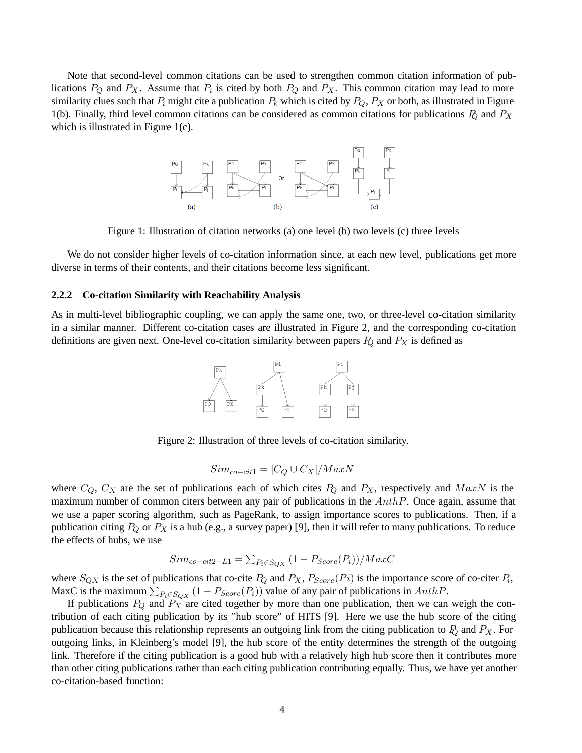Note that second-level common citations can be used to strengthen common citation information of publications $P_Q$ and $P_X$. Assume that $P_i$ is cited by both $P_Q$ and $P_X$. This common citation may lead to more similarity clues such that $P_i$ might cite a publication $P_k$ which is cited by $P_Q$, $P_X$ or both, as illustrated in Figure 1(b). Finally, third level common citations can be considered as common citations for publications $P_Q$ and $P_X$ which is illustrated in Figure 1(c).

Figure 1: Illustration of citation networks (a) one level (b) two levels (c) three levels

We do not consider higher levels of co-citation information since, at each new level, publications get more diverse in terms of their contents, and their citations become less significant.

### 2.2.2 Co-citation Similarity with Reachability Analysis

As in multi-level bibliographic coupling, we can apply the same one, two, or three-level co-citation similarity in a similar manner. Different co-citation cases are illustrated in Figure 2, and the corresponding co-citation definitions are given next. One-level co-citation similarity between papers $P_Q$ and $P_X$ is defined as

Figure 2: Illustration of three levels of co-citation similarity.

$$Sim_{co-cit1} = |C_Q \cup C_X|/MaxN$$

where $C_Q$, $C_X$ are the set of publications each of which cites $P_Q$ and $P_X$, respectively and $MaxN$ is the maximum number of common citers between any pair of publications in the $AnthP$. Once again, assume that we use a paper scoring algorithm, such as PageRank, to assign importance scores to publications. Then, if a publication citing $P_Q$ or $P_X$ is a hub (e.g., a survey paper) [9], then it will refer to many publications. To reduce the effects of hubs, we use

$$Sim_{co-cit2-L1} = \sum_{P_i \in S_{QX}} (1 - P_{Score}(P_i))/MaxC$$

where $S_{QX}$ is the set of publications that co-cite $P_Q$ and $P_X$, $P_{Score}(Pi)$ is the importance score of co-citer $P_i$, MaxC is the maximum $\sum_{P_i \in S_{QX}} (1 - P_{Score}(P_i))$ value of any pair of publications in $AnthP$.

If publications $P_Q$ and $P_X$ are cited together by more than one publication, then we can weigh the contribution of each citing publication by its "hub score" of HITS [9]. Here we use the hub score of the citing publication because this relationship represents an outgoing link from the citing publication to $P_Q$ and $P_X$. For outgoing links, in Kleinberg's model [9], the hub score of the entity determines the strength of the outgoing link. Therefore if the citing publication is a good hub with a relatively high hub score then it contributes more than other citing publications rather than each citing publication contributing equally. Thus, we have yet another co-citation-based function: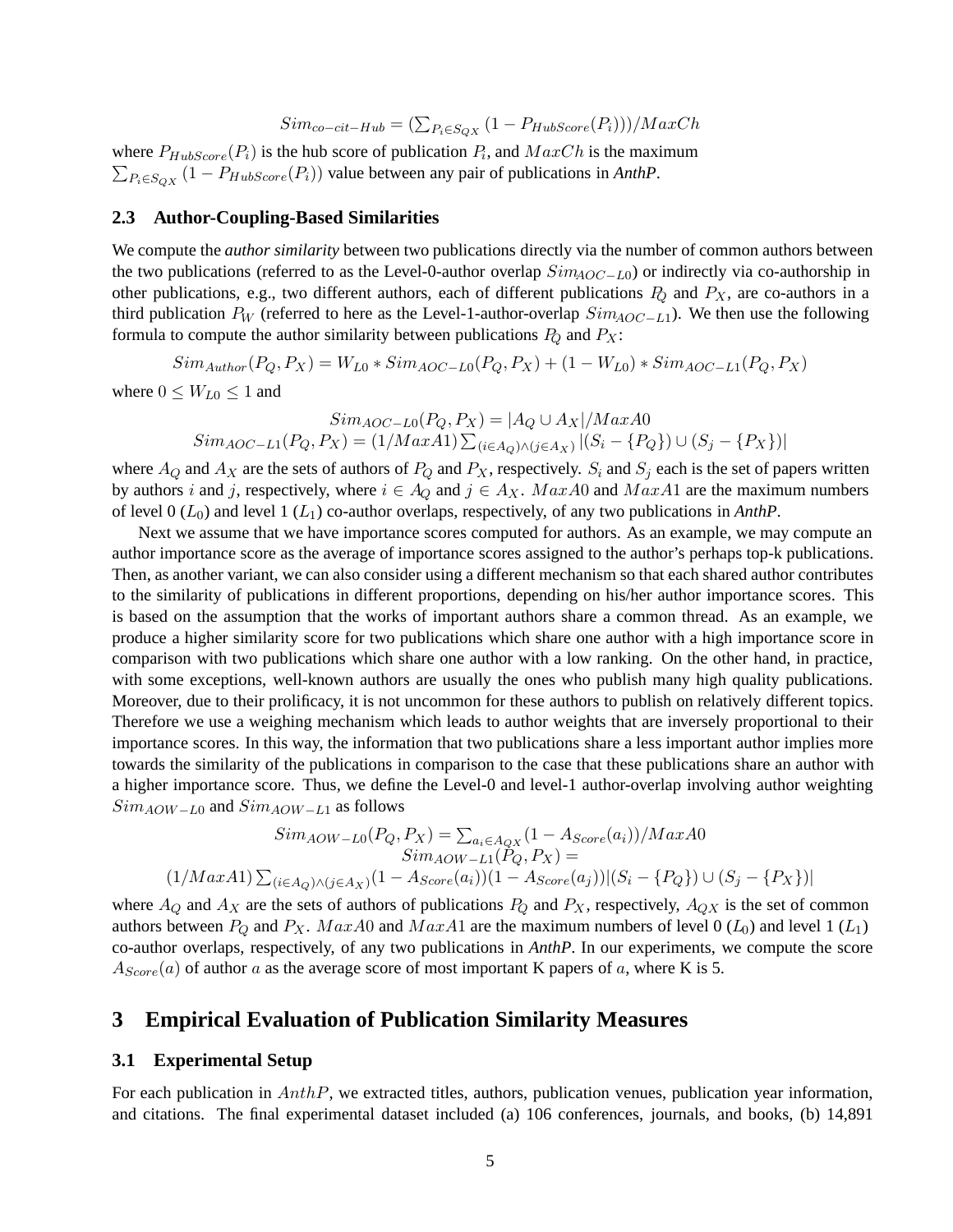$$Sim_{co-cit-Hub} = (\sum_{P_i \in S_{QX}} (1 - P_{HubScore}(P_i)))/MaxCh$$

where $P_{HubScore}(P_i)$ is the hub score of publication $P_i$, and $MaxCh$ is the maximum $\sum_{P_i \in S_{QX}} (1 - P_{HubScore}(P_i))$ value between any pair of publications in *AnthP*.

### 2.3 Author-Coupling-Based Similarities

We compute the *author similarity* between two publications directly via the number of common authors between the two publications (referred to as the Level-0-author overlap $Sim_{AOC-L0}$) or indirectly via co-authorship in other publications, e.g., two different authors, each of different publications $P_Q$ and $P_X$, are co-authors in a third publication $P_W$ (referred to here as the Level-1-author-overlap $Sim_{AOC-L1}$). We then use the following formula to compute the author similarity between publications $P_Q$ and $P_X$:

$$Sim_{Author}(P_Q, P_X) = W_{L0} * Sim_{AOC-L0}(P_Q, P_X) + (1 - W_{L0}) * Sim_{AOC-L1}(P_Q, P_X)$$

where $0 \leq W_{L0} \leq 1$ and

$$Sim_{AOC-L0}(P_Q, P_X) = |A_Q \cup A_X|/MaxA0$$
$$Sim_{AOC-L1}(P_Q, P_X) = (1/MaxA1) \sum_{(i \in A_Q) \wedge (j \in A_X)} |(S_i - \{P_Q\}) \cup (S_j - \{P_X\})|$$

where $A_Q$ and $A_X$ are the sets of authors of $P_Q$ and $P_X$, respectively. $S_i$ and $S_j$ each is the set of papers written by authors $i$ and $j$, respectively, where $i \in A_Q$ and $j \in A_X$. $MaxA0$ and $MaxA1$ are the maximum numbers of level 0 ($L_0$) and level 1 ($L_1$) co-author overlaps, respectively, of any two publications in *AnthP*.

Next we assume that we have importance scores computed for authors. As an example, we may compute an author importance score as the average of importance scores assigned to the author's perhaps top-k publications. Then, as another variant, we can also consider using a different mechanism so that each shared author contributes to the similarity of publications in different proportions, depending on his/her author importance scores. This is based on the assumption that the works of important authors share a common thread. As an example, we produce a higher similarity score for two publications which share one author with a high importance score in comparison with two publications which share one author with a low ranking. On the other hand, in practice, with some exceptions, well-known authors are usually the ones who publish many high quality publications. Moreover, due to their prolificacy, it is not uncommon for these authors to publish on relatively different topics. Therefore we use a weighing mechanism which leads to author weights that are inversely proportional to their importance scores. In this way, the information that two publications share a less important author implies more towards the similarity of the publications in comparison to the case that these publications share an author with a higher importance score. Thus, we define the Level-0 and level-1 author-overlap involving author weighting $Sim_{AOW-L0}$ and $Sim_{AOW-L1}$ as follows

$$Sim_{AOW-L0}(P_Q, P_X) = \sum_{a_i \in A_{QX}} (1 - A_{Score}(a_i))/MaxA0$$
$$Sim_{AOW-L1}(P_Q, P_X) =$$
$$(1/MaxA1) \sum_{(i \in A_Q) \wedge (j \in A_X)} (1 - A_{Score}(a_i))(1 - A_{Score}(a_j))|(S_i - \{P_Q\}) \cup (S_j - \{P_X\})|$$

where $A_Q$ and $A_X$ are the sets of authors of publications $P_Q$ and $P_X$, respectively, $A_{QX}$ is the set of common authors between $P_Q$ and $P_X$. $MaxA0$ and $MaxA1$ are the maximum numbers of level 0 ($L_0$) and level 1 ($L_1$) co-author overlaps, respectively, of any two publications in *AnthP*. In our experiments, we compute the score $A_{Score}(a)$ of author $a$ as the average score of most important K papers of $a$, where K is 5.

## 3 Empirical Evaluation of Publication Similarity Measures

### 3.1 Experimental Setup

For each publication in $AnthP$, we extracted titles, authors, publication venues, publication year information, and citations. The final experimental dataset included (a) 106 conferences, journals, and books, (b) 14,891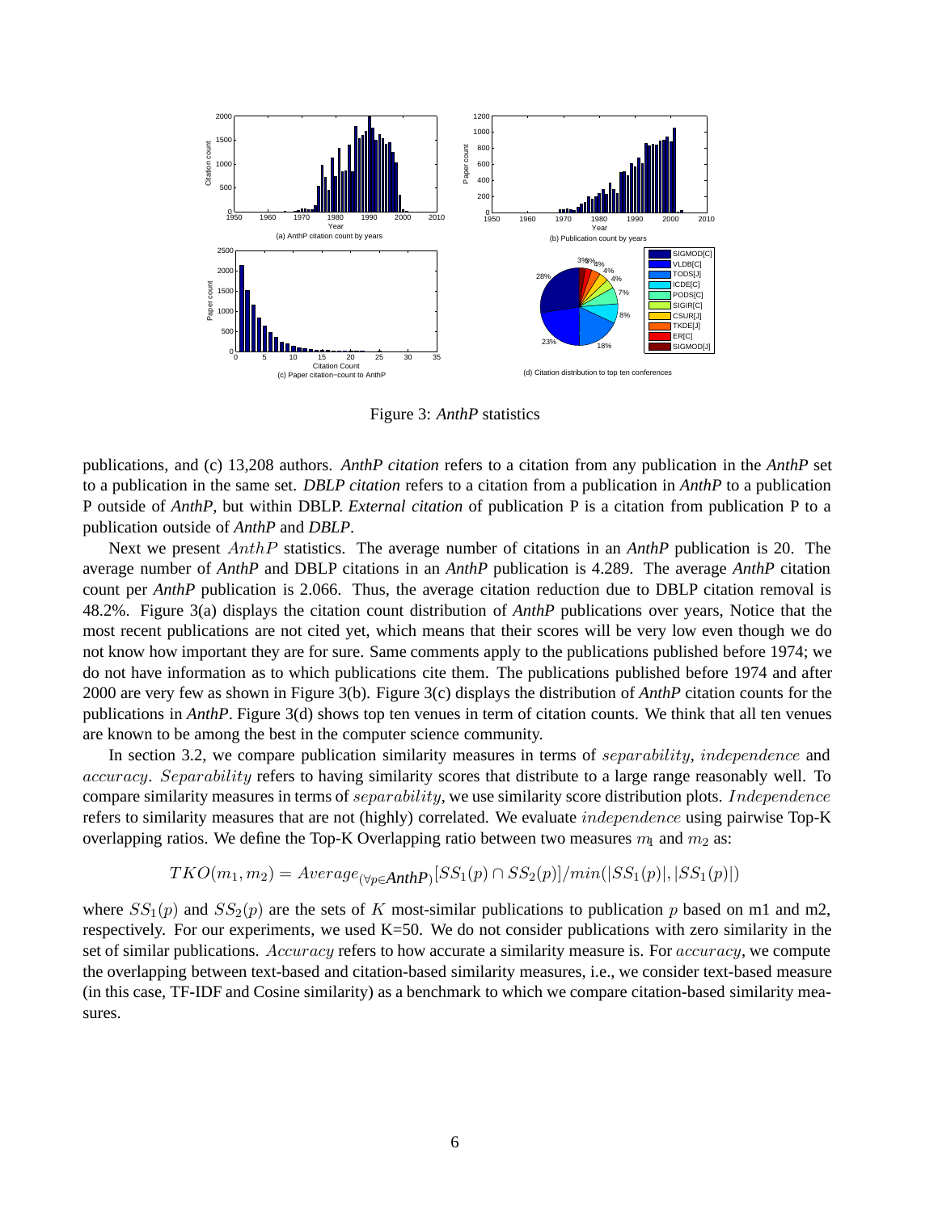Figure 3: *AnthP* statistics

publications, and (c) 13,208 authors. *AnthP citation* refers to a citation from any publication in the *AnthP* set to a publication in the same set. *DBLP citation* refers to a citation from a publication in *AnthP* to a publication P outside of *AnthP*, but within DBLP. *External citation* of publication P is a citation from publication P to a publication outside of *AnthP* and *DBLP*.

Next we present $AnthP$ statistics. The average number of citations in an *AnthP* publication is 20. The average number of *AnthP* and DBLP citations in an *AnthP* publication is 4.289. The average *AnthP* citation count per *AnthP* publication is 2.066. Thus, the average citation reduction due to DBLP citation removal is 48.2%. Figure 3(a) displays the citation count distribution of *AnthP* publications over years, Notice that the most recent publications are not cited yet, which means that their scores will be very low even though we do not know how important they are for sure. Same comments apply to the publications published before 1974; we do not have information as to which publications cite them. The publications published before 1974 and after 2000 are very few as shown in Figure 3(b). Figure 3(c) displays the distribution of *AnthP* citation counts for the publications in *AnthP*. Figure 3(d) shows top ten venues in term of citation counts. We think that all ten venues are known to be among the best in the computer science community.

In section 3.2, we compare publication similarity measures in terms of $separability$, $independence$ and $accuracy$. $Separability$ refers to having similarity scores that distribute to a large range reasonably well. To compare similarity measures in terms of $separability$, we use similarity score distribution plots. $Independence$ refers to similarity measures that are not (highly) correlated. We evaluate $independence$ using pairwise Top-K overlapping ratios. We define the Top-K Overlapping ratio between two measures $m_1$ and $m_2$ as:

$$TKO(m_1, m_2) = Average_{(\forall p \in \textit{AnthP})}[SS_1(p) \cap SS_2(p)]/min(|SS_1(p)|, |SS_1(p)|)$$

where $SS_1(p)$ and $SS_2(p)$ are the sets of $K$ most-similar publications to publication $p$ based on m1 and m2, respectively. For our experiments, we used K=50. We do not consider publications with zero similarity in the set of similar publications. $Accuracy$ refers to how accurate a similarity measure is. For $accuracy$, we compute the overlapping between text-based and citation-based similarity measures, i.e., we consider text-based measure (in this case, TF-IDF and Cosine similarity) as a benchmark to which we compare citation-based similarity measures.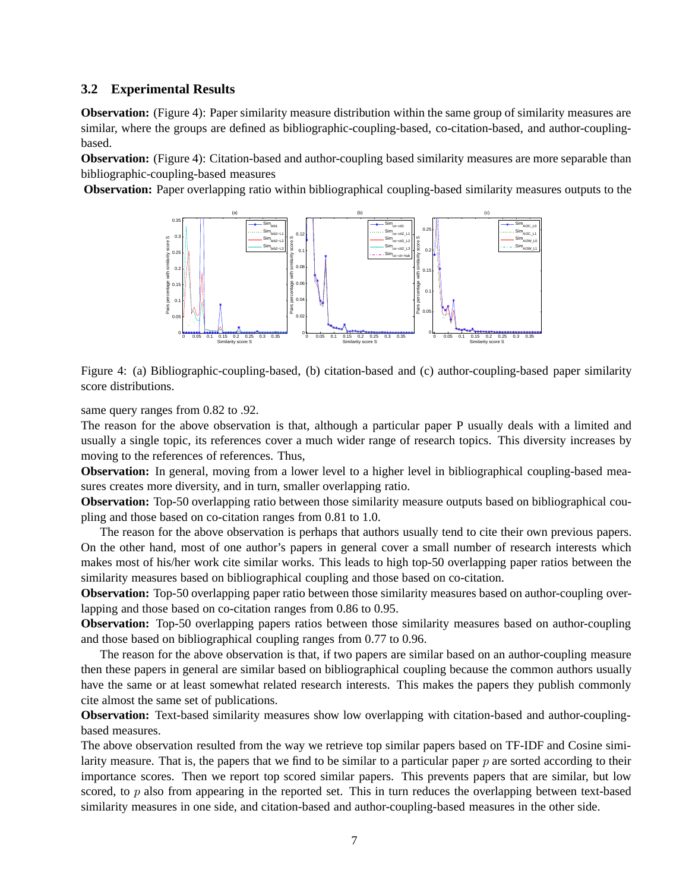### 3.2 Experimental Results

**Observation:** (Figure 4): Paper similarity measure distribution within the same group of similarity measures are similar, where the groups are defined as bibliographic-coupling-based, co-citation-based, and author-coupling-based.

**Observation:** (Figure 4): Citation-based and author-coupling based similarity measures are more separable than bibliographic-coupling-based measures

**Observation:** Paper overlapping ratio within bibliographical coupling-based similarity measures outputs to the same query ranges from 0.82 to .92.

Figure 4: (a) Bibliographic-coupling-based, (b) citation-based and (c) author-coupling-based paper similarity score distributions.

The reason for the above observation is that, although a particular paper P usually deals with a limited and usually a single topic, its references cover a much wider range of research topics. This diversity increases by moving to the references of references. Thus,

**Observation:** In general, moving from a lower level to a higher level in bibliographical coupling-based measures creates more diversity, and in turn, smaller overlapping ratio.

**Observation:** Top-50 overlapping ratio between those similarity measure outputs based on bibliographical coupling and those based on co-citation ranges from 0.81 to 1.0.

The reason for the above observation is perhaps that authors usually tend to cite their own previous papers. On the other hand, most of one author's papers in general cover a small number of research interests which makes most of his/her work cite similar works. This leads to high top-50 overlapping paper ratios between the similarity measures based on bibliographical coupling and those based on co-citation.

**Observation:** Top-50 overlapping paper ratio between those similarity measures based on author-coupling overlapping and those based on co-citation ranges from 0.86 to 0.95.

**Observation:** Top-50 overlapping papers ratios between those similarity measures based on author-coupling and those based on bibliographical coupling ranges from 0.77 to 0.96.

The reason for the above observation is that, if two papers are similar based on an author-coupling measure then these papers in general are similar based on bibliographical coupling because the common authors usually have the same or at least somewhat related research interests. This makes the papers they publish commonly cite almost the same set of publications.

**Observation:** Text-based similarity measures show low overlapping with citation-based and author-coupling-based measures.

The above observation resulted from the way we retrieve top similar papers based on TF-IDF and Cosine similarity measure. That is, the papers that we find to be similar to a particular paper $p$ are sorted according to their importance scores. Then we report top scored similar papers. This prevents papers that are similar, but low scored, to $p$ also from appearing in the reported set. This in turn reduces the overlapping between text-based similarity measures in one side, and citation-based and author-coupling-based measures in the other side.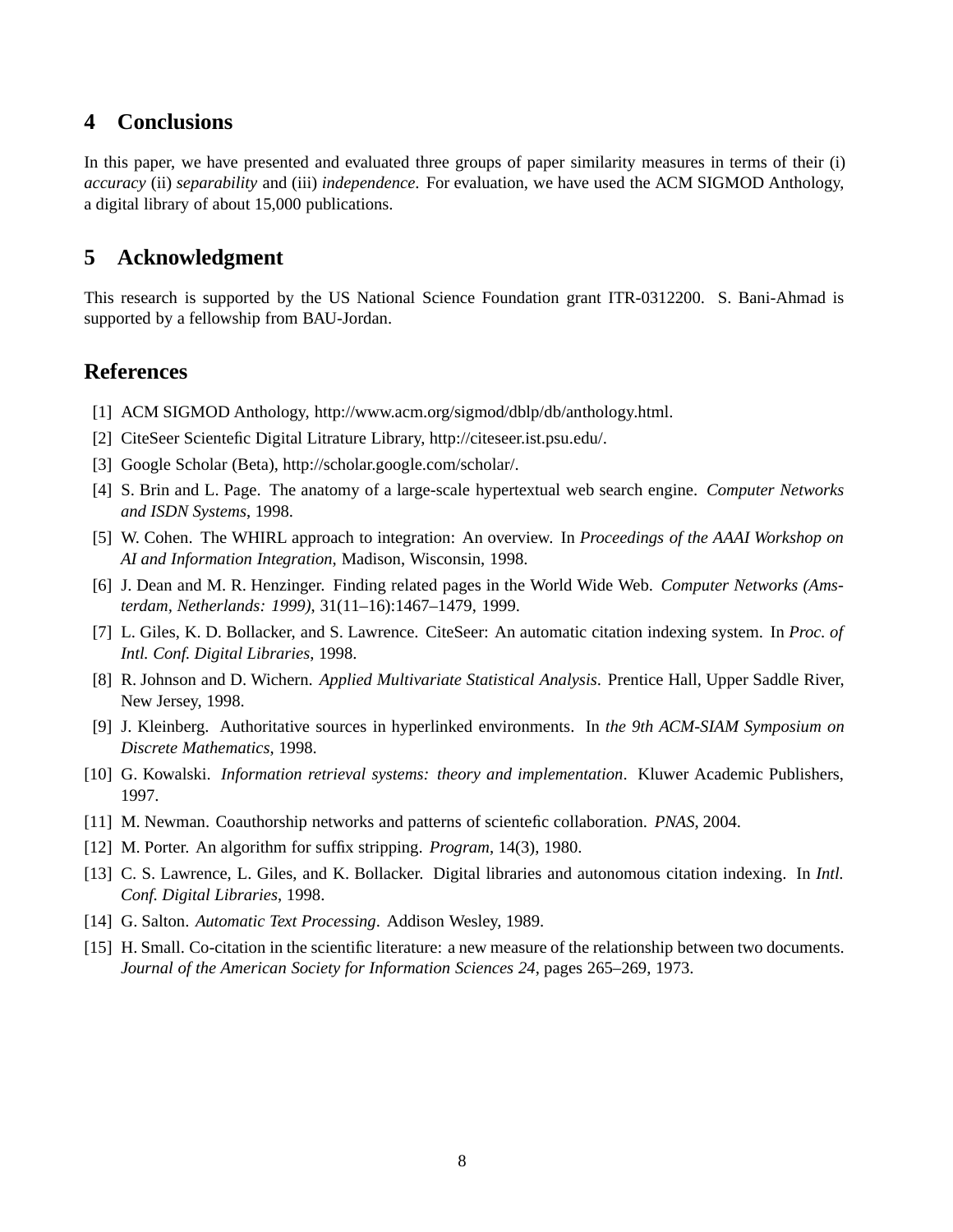## 4 Conclusions

In this paper, we have presented and evaluated three groups of paper similarity measures in terms of their (i) *accuracy* (ii) *separability* and (iii) *independence*. For evaluation, we have used the ACM SIGMOD Anthology, a digital library of about 15,000 publications.

## 5 Acknowledgment

This research is supported by the US National Science Foundation grant ITR-0312200. S. Bani-Ahmad is supported by a fellowship from BAU-Jordan.

## References

[1] ACM SIGMOD Anthology, http://www.acm.org/sigmod/dblp/db/anthology.html.

[2] CiteSeer Scientefic Digital Litrature Library, http://citeseer.ist.psu.edu/.

[3] Google Scholar (Beta), http://scholar.google.com/scholar/.

[4] S. Brin and L. Page. The anatomy of a large-scale hypertextual web search engine. *Computer Networks and ISDN Systems*, 1998.

[5] W. Cohen. The WHIRL approach to integration: An overview. In *Proceedings of the AAAI Workshop on AI and Information Integration*, Madison, Wisconsin, 1998.

[6] J. Dean and M. R. Henzinger. Finding related pages in the World Wide Web. *Computer Networks (Amsterdam, Netherlands: 1999)*, 31(11–16):1467–1479, 1999.

[7] L. Giles, K. D. Bollacker, and S. Lawrence. CiteSeer: An automatic citation indexing system. In *Proc. of Intl. Conf. Digital Libraries*, 1998.

[8] R. Johnson and D. Wichern. *Applied Multivariate Statistical Analysis*. Prentice Hall, Upper Saddle River, New Jersey, 1998.

[9] J. Kleinberg. Authoritative sources in hyperlinked environments. In *the 9th ACM-SIAM Symposium on Discrete Mathematics*, 1998.

[10] G. Kowalski. *Information retrieval systems: theory and implementation*. Kluwer Academic Publishers, 1997.

[11] M. Newman. Coauthorship networks and patterns of scientefic collaboration. *PNAS*, 2004.

[12] M. Porter. An algorithm for suffix stripping. *Program*, 14(3), 1980.

[13] C. S. Lawrence, L. Giles, and K. Bollacker. Digital libraries and autonomous citation indexing. In *Intl. Conf. Digital Libraries*, 1998.

[14] G. Salton. *Automatic Text Processing*. Addison Wesley, 1989.

[15] H. Small. Co-citation in the scientific literature: a new measure of the relationship between two documents. *Journal of the American Society for Information Sciences 24*, pages 265–269, 1973.